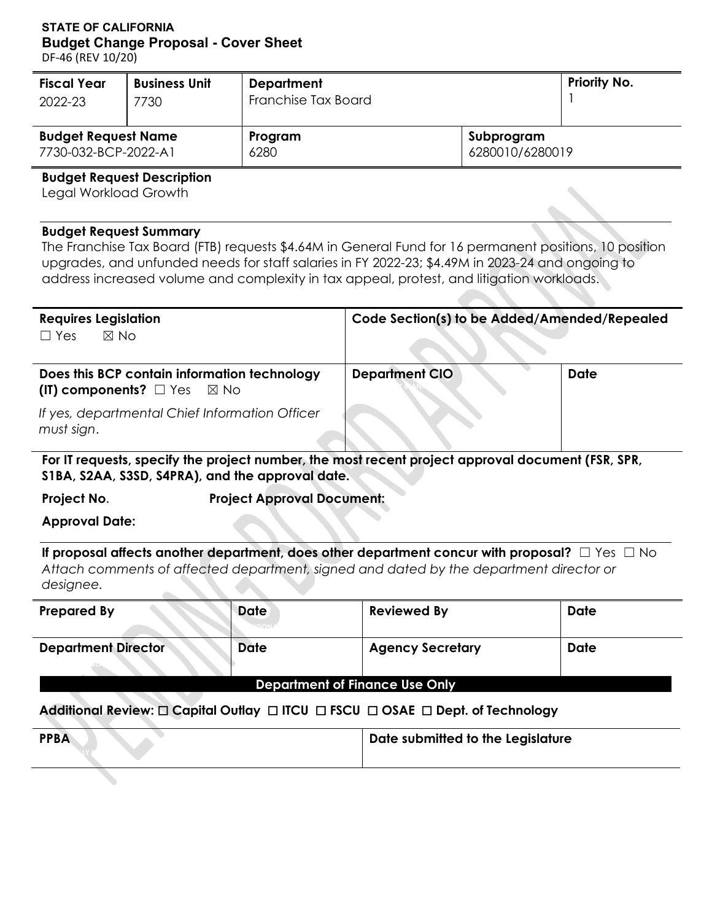**STATE OF CALIFORNIA**
**Budget Change Proposal - Cover Sheet**
DF-46 (REV 10/20)

| Fiscal Year | Business Unit | Department | Priority No. |
|---|---|---|---|
| 2022-23 | 7730 | Franchise Tax Board | 1 |

| Budget Request Name | Program | Subprogram |
|---|---|---|
| 7730-032-BCP-2022-A1 | 6280 | 6280010/6280019 |

**Budget Request Description**
Legal Workload Growth

**Budget Request Summary**
The Franchise Tax Board (FTB) requests $4.64M in General Fund for 16 permanent positions, 10 position upgrades, and unfunded needs for staff salaries in FY 2022-23; $4.49M in 2023-24 and ongoing to address increased volume and complexity in tax appeal, protest, and litigation workloads.

| Requires Legislation | Code Section(s) to be Added/Amended/Repealed |
|---|---|
| ☐ Yes ☒ No | |

| Does this BCP contain information technology (IT) components? ☐ Yes ☒ No | Department CIO | Date |
|---|---|---|
| *If yes, departmental Chief Information Officer must sign.* | | |

**For IT requests, specify the project number, the most recent project approval document (FSR, SPR, S1BA, S2AA, S3SD, S4PRA), and the approval date.**

**Project No.** **Project Approval Document:**

**Approval Date:**

**If proposal affects another department, does other department concur with proposal?** ☐ Yes ☐ No
*Attach comments of affected department, signed and dated by the department director or designee.*

| Prepared By | Date | Reviewed By | Date |
|---|---|---|---|
| | | | |
| **Department Director** | **Date** | **Agency Secretary** | **Date** |
| | | | |

**Department of Finance Use Only**

**Additional Review:** ☐ Capital Outlay ☐ ITCU ☐ FSCU ☐ OSAE ☐ Dept. of Technology

| PPBA | Date submitted to the Legislature |
|---|---|
| | |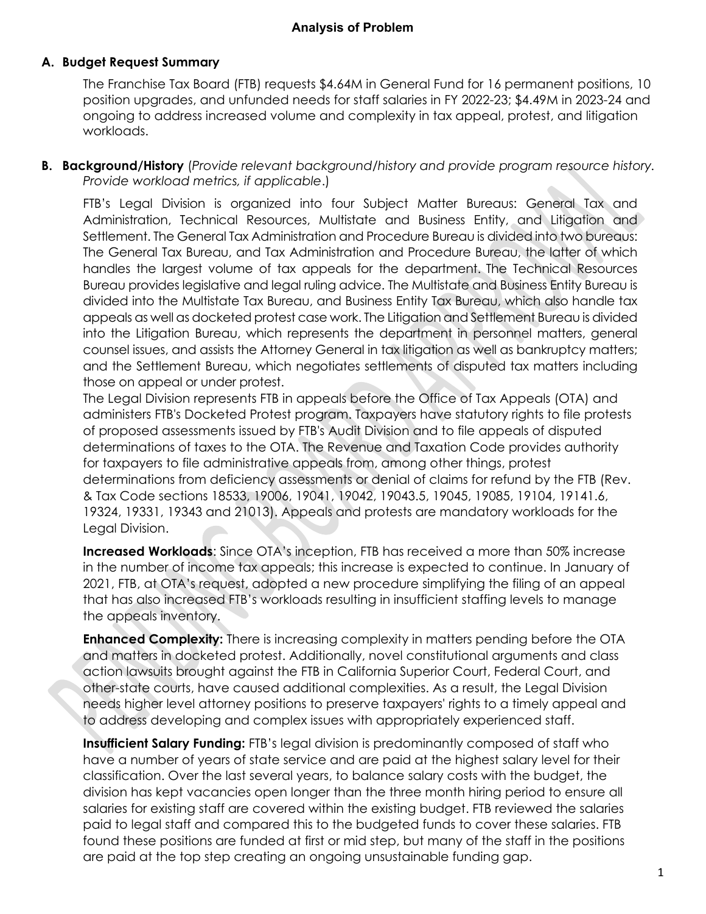## Analysis of Problem

### A. Budget Request Summary

The Franchise Tax Board (FTB) requests $4.64M in General Fund for 16 permanent positions, 10 position upgrades, and unfunded needs for staff salaries in FY 2022-23; $4.49M in 2023-24 and ongoing to address increased volume and complexity in tax appeal, protest, and litigation workloads.

### B. Background/History (*Provide relevant background/history and provide program resource history. Provide workload metrics, if applicable*.)

FTB's Legal Division is organized into four Subject Matter Bureaus: General Tax and Administration, Technical Resources, Multistate and Business Entity, and Litigation and Settlement. The General Tax Administration and Procedure Bureau is divided into two bureaus: The General Tax Bureau, and Tax Administration and Procedure Bureau, the latter of which handles the largest volume of tax appeals for the department. The Technical Resources Bureau provides legislative and legal ruling advice. The Multistate and Business Entity Bureau is divided into the Multistate Tax Bureau, and Business Entity Tax Bureau, which also handle tax appeals as well as docketed protest case work. The Litigation and Settlement Bureau is divided into the Litigation Bureau, which represents the department in personnel matters, general counsel issues, and assists the Attorney General in tax litigation as well as bankruptcy matters; and the Settlement Bureau, which negotiates settlements of disputed tax matters including those on appeal or under protest.

The Legal Division represents FTB in appeals before the Office of Tax Appeals (OTA) and administers FTB's Docketed Protest program. Taxpayers have statutory rights to file protests of proposed assessments issued by FTB's Audit Division and to file appeals of disputed determinations of taxes to the OTA. The Revenue and Taxation Code provides authority for taxpayers to file administrative appeals from, among other things, protest determinations from deficiency assessments or denial of claims for refund by the FTB (Rev. & Tax Code sections 18533, 19006, 19041, 19042, 19043.5, 19045, 19085, 19104, 19141.6, 19324, 19331, 19343 and 21013). Appeals and protests are mandatory workloads for the Legal Division.

**Increased Workloads**: Since OTA's inception, FTB has received a more than 50% increase in the number of income tax appeals; this increase is expected to continue. In January of 2021, FTB, at OTA's request, adopted a new procedure simplifying the filing of an appeal that has also increased FTB's workloads resulting in insufficient staffing levels to manage the appeals inventory.

**Enhanced Complexity:** There is increasing complexity in matters pending before the OTA and matters in docketed protest. Additionally, novel constitutional arguments and class action lawsuits brought against the FTB in California Superior Court, Federal Court, and other-state courts, have caused additional complexities. As a result, the Legal Division needs higher level attorney positions to preserve taxpayers' rights to a timely appeal and to address developing and complex issues with appropriately experienced staff.

**Insufficient Salary Funding:** FTB's legal division is predominantly composed of staff who have a number of years of state service and are paid at the highest salary level for their classification. Over the last several years, to balance salary costs with the budget, the division has kept vacancies open longer than the three month hiring period to ensure all salaries for existing staff are covered within the existing budget. FTB reviewed the salaries paid to legal staff and compared this to the budgeted funds to cover these salaries. FTB found these positions are funded at first or mid step, but many of the staff in the positions are paid at the top step creating an ongoing unsustainable funding gap.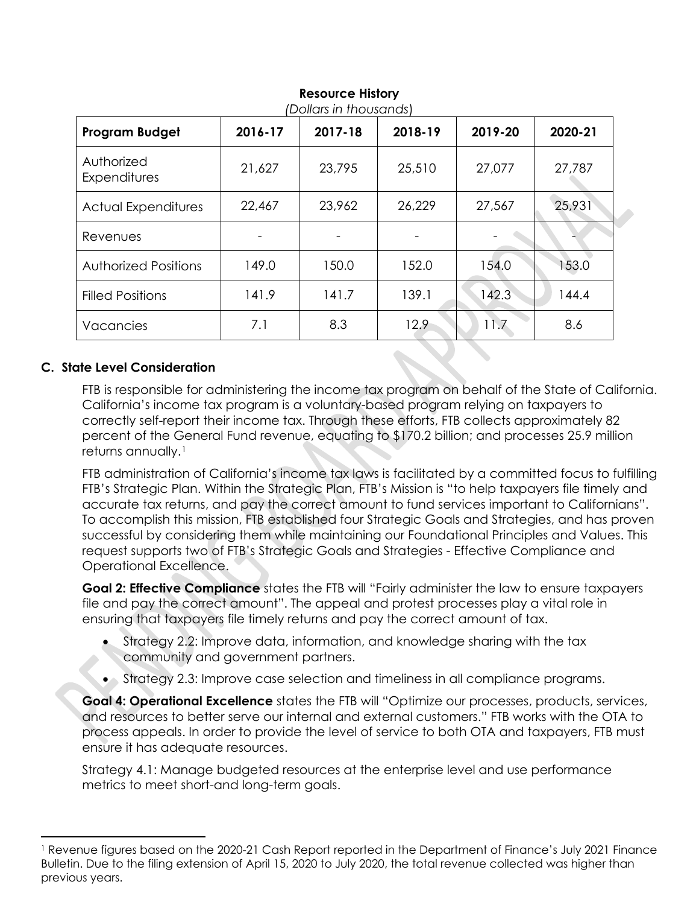**Resource History**
*(Dollars in thousands)*

| Program Budget | 2016-17 | 2017-18 | 2018-19 | 2019-20 | 2020-21 |
|---|---|---|---|---|---|
| Authorized Expenditures | 21,627 | 23,795 | 25,510 | 27,077 | 27,787 |
| Actual Expenditures | 22,467 | 23,962 | 26,229 | 27,567 | 25,931 |
| Revenues | - | - | - | - | - |
| Authorized Positions | 149.0 | 150.0 | 152.0 | 154.0 | 153.0 |
| Filled Positions | 141.9 | 141.7 | 139.1 | 142.3 | 144.4 |
| Vacancies | 7.1 | 8.3 | 12.9 | 11.7 | 8.6 |

### C. State Level Consideration

FTB is responsible for administering the income tax program on behalf of the State of California. California's income tax program is a voluntary-based program relying on taxpayers to correctly self-report their income tax. Through these efforts, FTB collects approximately 82 percent of the General Fund revenue, equating to $170.2 billion; and processes 25.9 million returns annually.[1]

FTB administration of California's income tax laws is facilitated by a committed focus to fulfilling FTB's Strategic Plan. Within the Strategic Plan, FTB's Mission is "to help taxpayers file timely and accurate tax returns, and pay the correct amount to fund services important to Californians". To accomplish this mission, FTB established four Strategic Goals and Strategies, and has proven successful by considering them while maintaining our Foundational Principles and Values. This request supports two of FTB's Strategic Goals and Strategies - Effective Compliance and Operational Excellence.

**Goal 2: Effective Compliance** states the FTB will "Fairly administer the law to ensure taxpayers file and pay the correct amount". The appeal and protest processes play a vital role in ensuring that taxpayers file timely returns and pay the correct amount of tax.

- Strategy 2.2: Improve data, information, and knowledge sharing with the tax community and government partners.
- Strategy 2.3: Improve case selection and timeliness in all compliance programs.

**Goal 4: Operational Excellence** states the FTB will "Optimize our processes, products, services, and resources to better serve our internal and external customers." FTB works with the OTA to process appeals. In order to provide the level of service to both OTA and taxpayers, FTB must ensure it has adequate resources.

Strategy 4.1: Manage budgeted resources at the enterprise level and use performance metrics to meet short-and long-term goals.

[1] Revenue figures based on the 2020-21 Cash Report reported in the Department of Finance's July 2021 Finance Bulletin. Due to the filing extension of April 15, 2020 to July 2020, the total revenue collected was higher than previous years.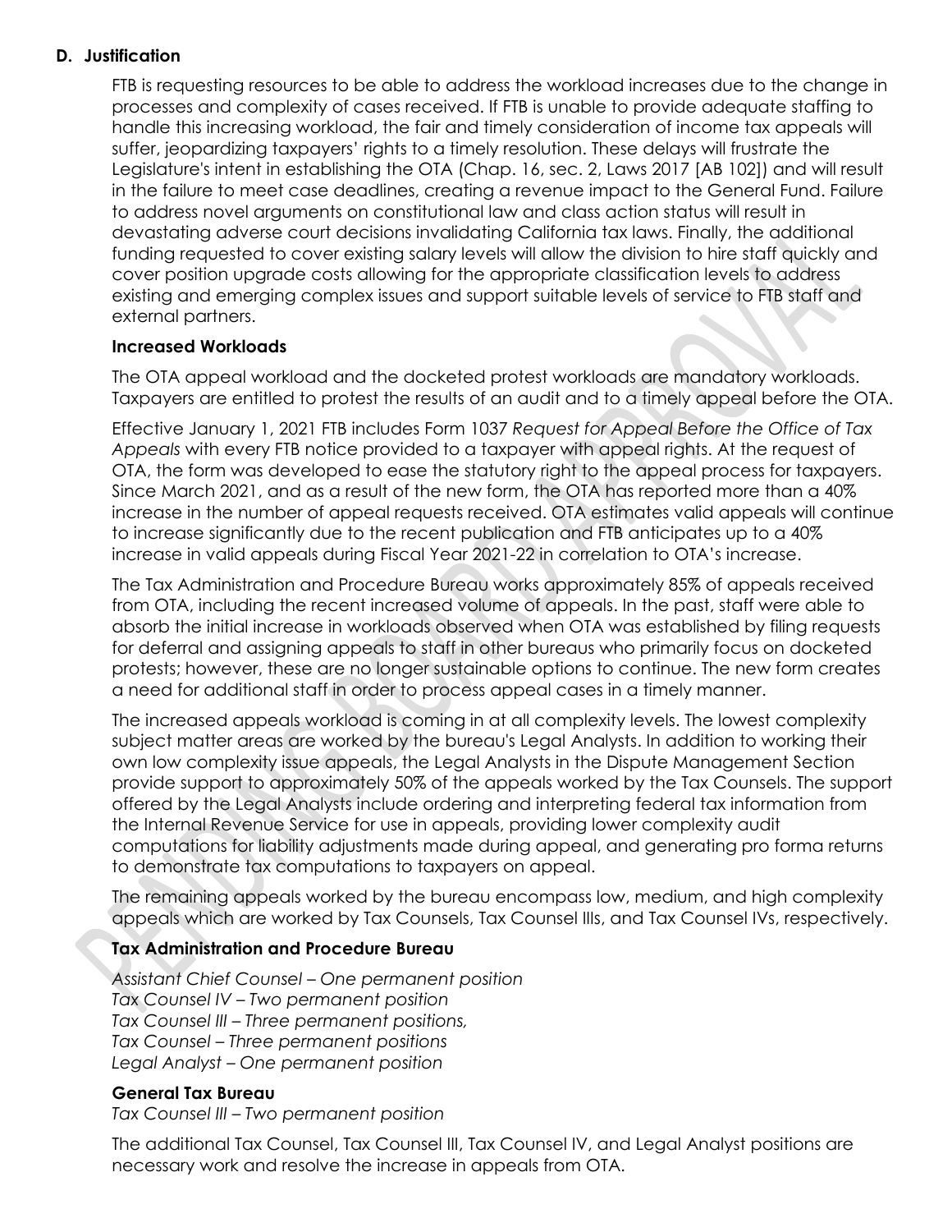## D. Justification

FTB is requesting resources to be able to address the workload increases due to the change in processes and complexity of cases received. If FTB is unable to provide adequate staffing to handle this increasing workload, the fair and timely consideration of income tax appeals will suffer, jeopardizing taxpayers' rights to a timely resolution. These delays will frustrate the Legislature's intent in establishing the OTA (Chap. 16, sec. 2, Laws 2017 [AB 102]) and will result in the failure to meet case deadlines, creating a revenue impact to the General Fund. Failure to address novel arguments on constitutional law and class action status will result in devastating adverse court decisions invalidating California tax laws. Finally, the additional funding requested to cover existing salary levels will allow the division to hire staff quickly and cover position upgrade costs allowing for the appropriate classification levels to address existing and emerging complex issues and support suitable levels of service to FTB staff and external partners.

### Increased Workloads

The OTA appeal workload and the docketed protest workloads are mandatory workloads. Taxpayers are entitled to protest the results of an audit and to a timely appeal before the OTA.

Effective January 1, 2021 FTB includes Form 1037 *Request for Appeal Before the Office of Tax Appeals* with every FTB notice provided to a taxpayer with appeal rights. At the request of OTA, the form was developed to ease the statutory right to the appeal process for taxpayers. Since March 2021, and as a result of the new form, the OTA has reported more than a 40% increase in the number of appeal requests received. OTA estimates valid appeals will continue to increase significantly due to the recent publication and FTB anticipates up to a 40% increase in valid appeals during Fiscal Year 2021-22 in correlation to OTA's increase.

The Tax Administration and Procedure Bureau works approximately 85% of appeals received from OTA, including the recent increased volume of appeals. In the past, staff were able to absorb the initial increase in workloads observed when OTA was established by filing requests for deferral and assigning appeals to staff in other bureaus who primarily focus on docketed protests; however, these are no longer sustainable options to continue. The new form creates a need for additional staff in order to process appeal cases in a timely manner.

The increased appeals workload is coming in at all complexity levels. The lowest complexity subject matter areas are worked by the bureau's Legal Analysts. In addition to working their own low complexity issue appeals, the Legal Analysts in the Dispute Management Section provide support to approximately 50% of the appeals worked by the Tax Counsels. The support offered by the Legal Analysts include ordering and interpreting federal tax information from the Internal Revenue Service for use in appeals, providing lower complexity audit computations for liability adjustments made during appeal, and generating pro forma returns to demonstrate tax computations to taxpayers on appeal.

The remaining appeals worked by the bureau encompass low, medium, and high complexity appeals which are worked by Tax Counsels, Tax Counsel IIIs, and Tax Counsel IVs, respectively.

### Tax Administration and Procedure Bureau

*Assistant Chief Counsel – One permanent position*
*Tax Counsel IV – Two permanent position*
*Tax Counsel III – Three permanent positions,*
*Tax Counsel – Three permanent positions*
*Legal Analyst – One permanent position*

### General Tax Bureau

*Tax Counsel III – Two permanent position*

The additional Tax Counsel, Tax Counsel III, Tax Counsel IV, and Legal Analyst positions are necessary work and resolve the increase in appeals from OTA.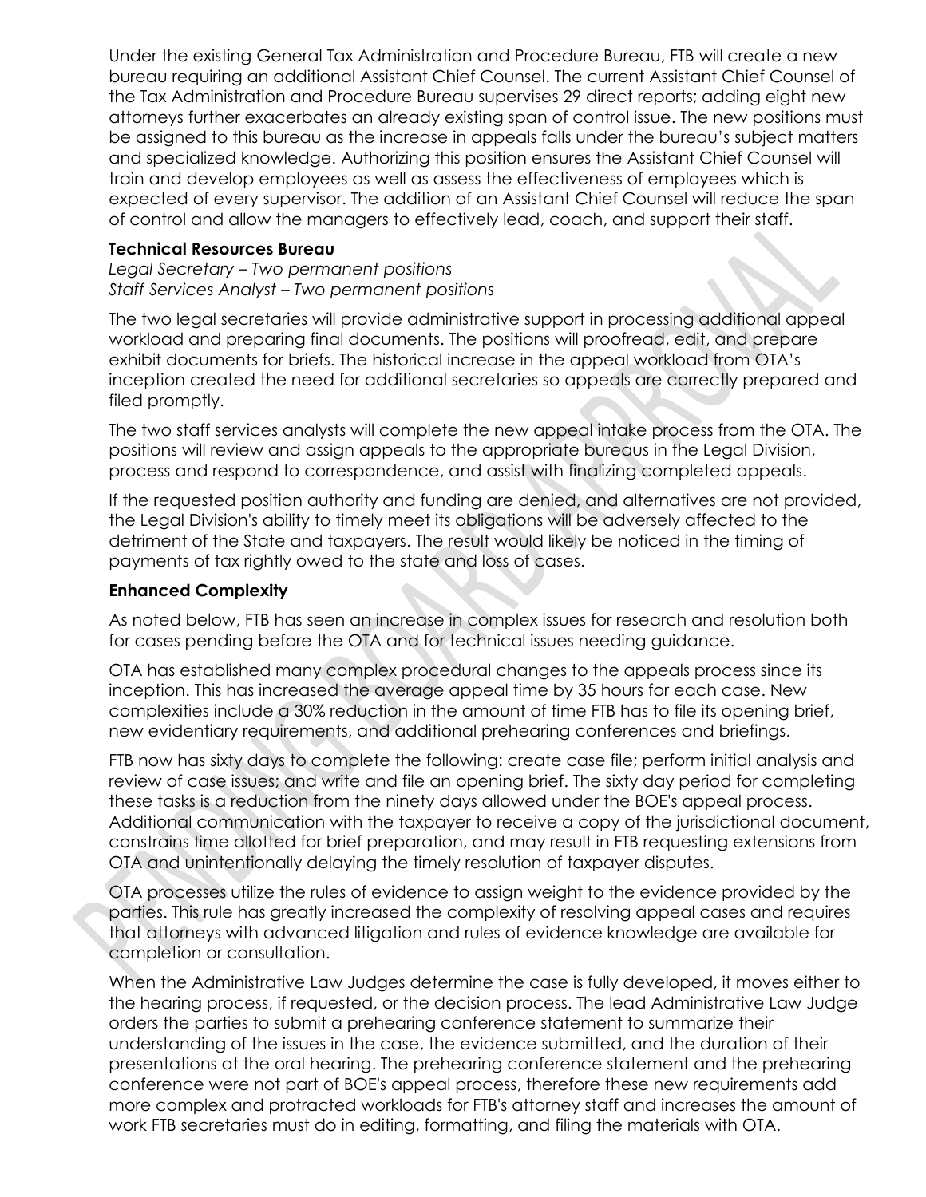Under the existing General Tax Administration and Procedure Bureau, FTB will create a new bureau requiring an additional Assistant Chief Counsel. The current Assistant Chief Counsel of the Tax Administration and Procedure Bureau supervises 29 direct reports; adding eight new attorneys further exacerbates an already existing span of control issue. The new positions must be assigned to this bureau as the increase in appeals falls under the bureau's subject matters and specialized knowledge. Authorizing this position ensures the Assistant Chief Counsel will train and develop employees as well as assess the effectiveness of employees which is expected of every supervisor. The addition of an Assistant Chief Counsel will reduce the span of control and allow the managers to effectively lead, coach, and support their staff.

**Technical Resources Bureau**
*Legal Secretary – Two permanent positions*
*Staff Services Analyst – Two permanent positions*

The two legal secretaries will provide administrative support in processing additional appeal workload and preparing final documents. The positions will proofread, edit, and prepare exhibit documents for briefs. The historical increase in the appeal workload from OTA's inception created the need for additional secretaries so appeals are correctly prepared and filed promptly.

The two staff services analysts will complete the new appeal intake process from the OTA. The positions will review and assign appeals to the appropriate bureaus in the Legal Division, process and respond to correspondence, and assist with finalizing completed appeals.

If the requested position authority and funding are denied, and alternatives are not provided, the Legal Division's ability to timely meet its obligations will be adversely affected to the detriment of the State and taxpayers. The result would likely be noticed in the timing of payments of tax rightly owed to the state and loss of cases.

**Enhanced Complexity**

As noted below, FTB has seen an increase in complex issues for research and resolution both for cases pending before the OTA and for technical issues needing guidance.

OTA has established many complex procedural changes to the appeals process since its inception. This has increased the average appeal time by 35 hours for each case. New complexities include a 30% reduction in the amount of time FTB has to file its opening brief, new evidentiary requirements, and additional prehearing conferences and briefings.

FTB now has sixty days to complete the following: create case file; perform initial analysis and review of case issues; and write and file an opening brief. The sixty day period for completing these tasks is a reduction from the ninety days allowed under the BOE's appeal process. Additional communication with the taxpayer to receive a copy of the jurisdictional document, constrains time allotted for brief preparation, and may result in FTB requesting extensions from OTA and unintentionally delaying the timely resolution of taxpayer disputes.

OTA processes utilize the rules of evidence to assign weight to the evidence provided by the parties. This rule has greatly increased the complexity of resolving appeal cases and requires that attorneys with advanced litigation and rules of evidence knowledge are available for completion or consultation.

When the Administrative Law Judges determine the case is fully developed, it moves either to the hearing process, if requested, or the decision process. The lead Administrative Law Judge orders the parties to submit a prehearing conference statement to summarize their understanding of the issues in the case, the evidence submitted, and the duration of their presentations at the oral hearing. The prehearing conference statement and the prehearing conference were not part of BOE's appeal process, therefore these new requirements add more complex and protracted workloads for FTB's attorney staff and increases the amount of work FTB secretaries must do in editing, formatting, and filing the materials with OTA.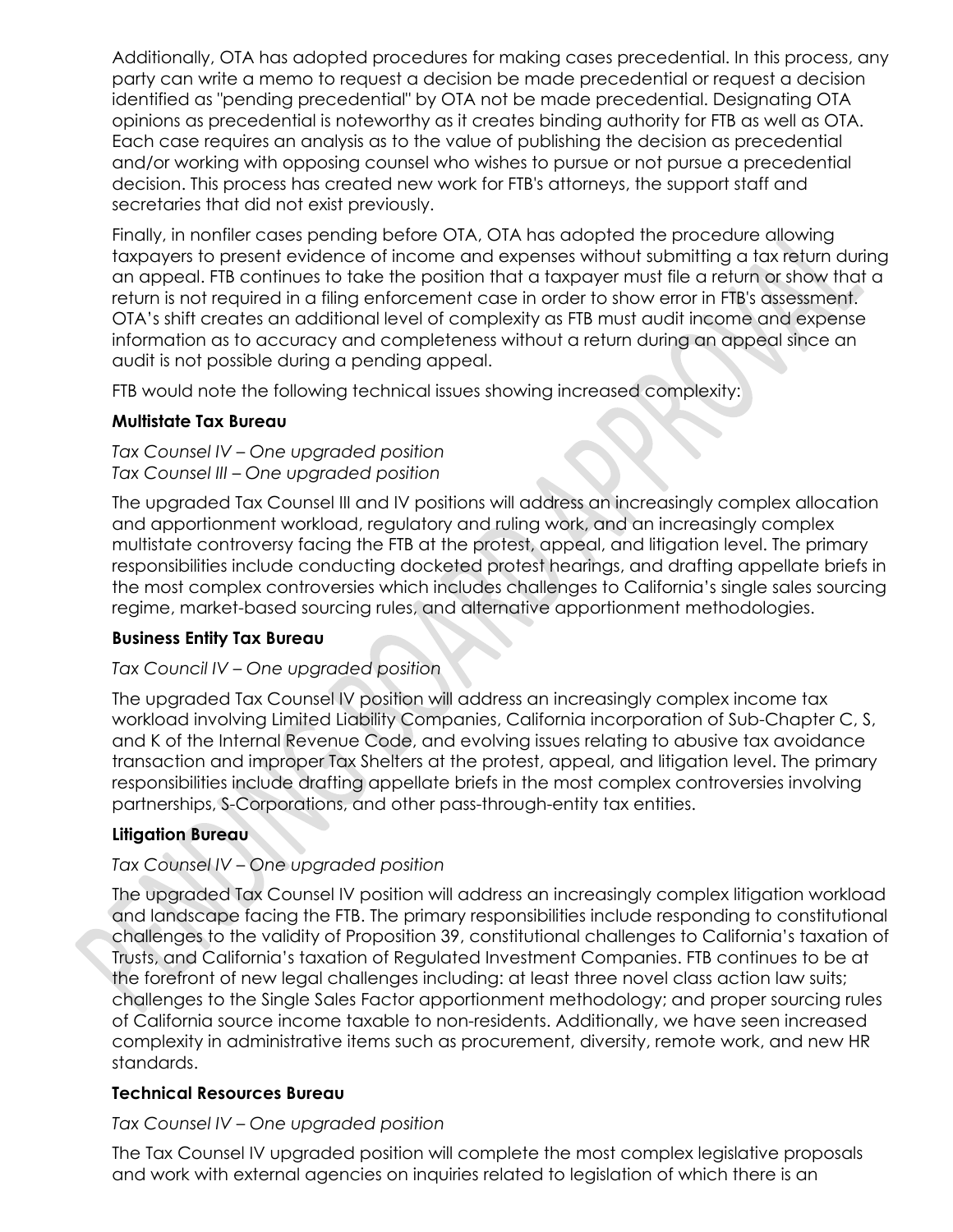Additionally, OTA has adopted procedures for making cases precedential. In this process, any party can write a memo to request a decision be made precedential or request a decision identified as "pending precedential" by OTA not be made precedential. Designating OTA opinions as precedential is noteworthy as it creates binding authority for FTB as well as OTA. Each case requires an analysis as to the value of publishing the decision as precedential and/or working with opposing counsel who wishes to pursue or not pursue a precedential decision. This process has created new work for FTB's attorneys, the support staff and secretaries that did not exist previously.

Finally, in nonfiler cases pending before OTA, OTA has adopted the procedure allowing taxpayers to present evidence of income and expenses without submitting a tax return during an appeal. FTB continues to take the position that a taxpayer must file a return or show that a return is not required in a filing enforcement case in order to show error in FTB's assessment. OTA's shift creates an additional level of complexity as FTB must audit income and expense information as to accuracy and completeness without a return during an appeal since an audit is not possible during a pending appeal.

FTB would note the following technical issues showing increased complexity:

**Multistate Tax Bureau**

*Tax Counsel IV – One upgraded position*
*Tax Counsel III – One upgraded position*

The upgraded Tax Counsel III and IV positions will address an increasingly complex allocation and apportionment workload, regulatory and ruling work, and an increasingly complex multistate controversy facing the FTB at the protest, appeal, and litigation level. The primary responsibilities include conducting docketed protest hearings, and drafting appellate briefs in the most complex controversies which includes challenges to California's single sales sourcing regime, market-based sourcing rules, and alternative apportionment methodologies.

**Business Entity Tax Bureau**

*Tax Council IV – One upgraded position*

The upgraded Tax Counsel IV position will address an increasingly complex income tax workload involving Limited Liability Companies, California incorporation of Sub-Chapter C, S, and K of the Internal Revenue Code, and evolving issues relating to abusive tax avoidance transaction and improper Tax Shelters at the protest, appeal, and litigation level. The primary responsibilities include drafting appellate briefs in the most complex controversies involving partnerships, S-Corporations, and other pass-through-entity tax entities.

**Litigation Bureau**

*Tax Counsel IV – One upgraded position*

The upgraded Tax Counsel IV position will address an increasingly complex litigation workload and landscape facing the FTB. The primary responsibilities include responding to constitutional challenges to the validity of Proposition 39, constitutional challenges to California's taxation of Trusts, and California's taxation of Regulated Investment Companies. FTB continues to be at the forefront of new legal challenges including: at least three novel class action law suits; challenges to the Single Sales Factor apportionment methodology; and proper sourcing rules of California source income taxable to non-residents. Additionally, we have seen increased complexity in administrative items such as procurement, diversity, remote work, and new HR standards.

**Technical Resources Bureau**

*Tax Counsel IV – One upgraded position*

The Tax Counsel IV upgraded position will complete the most complex legislative proposals and work with external agencies on inquiries related to legislation of which there is an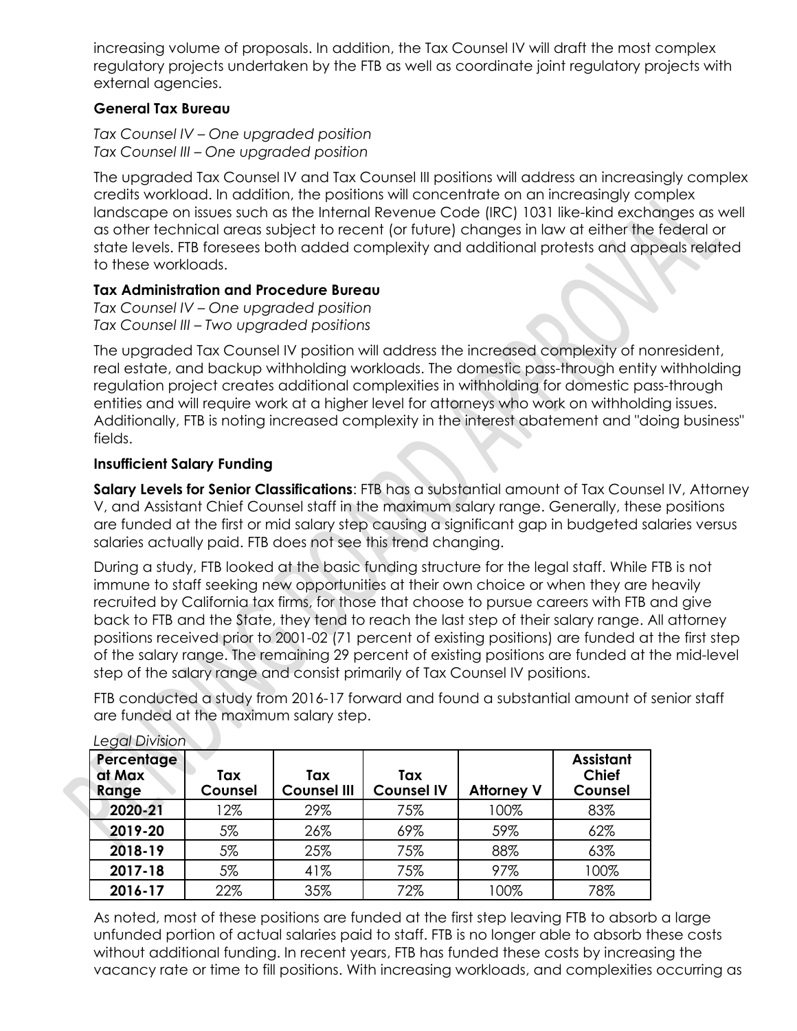increasing volume of proposals. In addition, the Tax Counsel IV will draft the most complex regulatory projects undertaken by the FTB as well as coordinate joint regulatory projects with external agencies.

**General Tax Bureau**

*Tax Counsel IV – One upgraded position*
*Tax Counsel III – One upgraded position*

The upgraded Tax Counsel IV and Tax Counsel III positions will address an increasingly complex credits workload. In addition, the positions will concentrate on an increasingly complex landscape on issues such as the Internal Revenue Code (IRC) 1031 like-kind exchanges as well as other technical areas subject to recent (or future) changes in law at either the federal or state levels. FTB foresees both added complexity and additional protests and appeals related to these workloads.

**Tax Administration and Procedure Bureau**

*Tax Counsel IV – One upgraded position*
*Tax Counsel III – Two upgraded positions*

The upgraded Tax Counsel IV position will address the increased complexity of nonresident, real estate, and backup withholding workloads. The domestic pass-through entity withholding regulation project creates additional complexities in withholding for domestic pass-through entities and will require work at a higher level for attorneys who work on withholding issues. Additionally, FTB is noting increased complexity in the interest abatement and "doing business" fields.

**Insufficient Salary Funding**

**Salary Levels for Senior Classifications**: FTB has a substantial amount of Tax Counsel IV, Attorney V, and Assistant Chief Counsel staff in the maximum salary range. Generally, these positions are funded at the first or mid salary step causing a significant gap in budgeted salaries versus salaries actually paid. FTB does not see this trend changing.

During a study, FTB looked at the basic funding structure for the legal staff. While FTB is not immune to staff seeking new opportunities at their own choice or when they are heavily recruited by California tax firms, for those that choose to pursue careers with FTB and give back to FTB and the State, they tend to reach the last step of their salary range. All attorney positions received prior to 2001-02 (71 percent of existing positions) are funded at the first step of the salary range. The remaining 29 percent of existing positions are funded at the mid-level step of the salary range and consist primarily of Tax Counsel IV positions.

FTB conducted a study from 2016-17 forward and found a substantial amount of senior staff are funded at the maximum salary step.

*Legal Division*

| Percentage at Max Range | Tax Counsel | Tax Counsel III | Tax Counsel IV | Attorney V | Assistant Chief Counsel |
|---|---|---|---|---|---|
| **2020-21** | 12% | 29% | 75% | 100% | 83% |
| **2019-20** | 5% | 26% | 69% | 59% | 62% |
| **2018-19** | 5% | 25% | 75% | 88% | 63% |
| **2017-18** | 5% | 41% | 75% | 97% | 100% |
| **2016-17** | 22% | 35% | 72% | 100% | 78% |

As noted, most of these positions are funded at the first step leaving FTB to absorb a large unfunded portion of actual salaries paid to staff. FTB is no longer able to absorb these costs without additional funding. In recent years, FTB has funded these costs by increasing the vacancy rate or time to fill positions. With increasing workloads, and complexities occurring as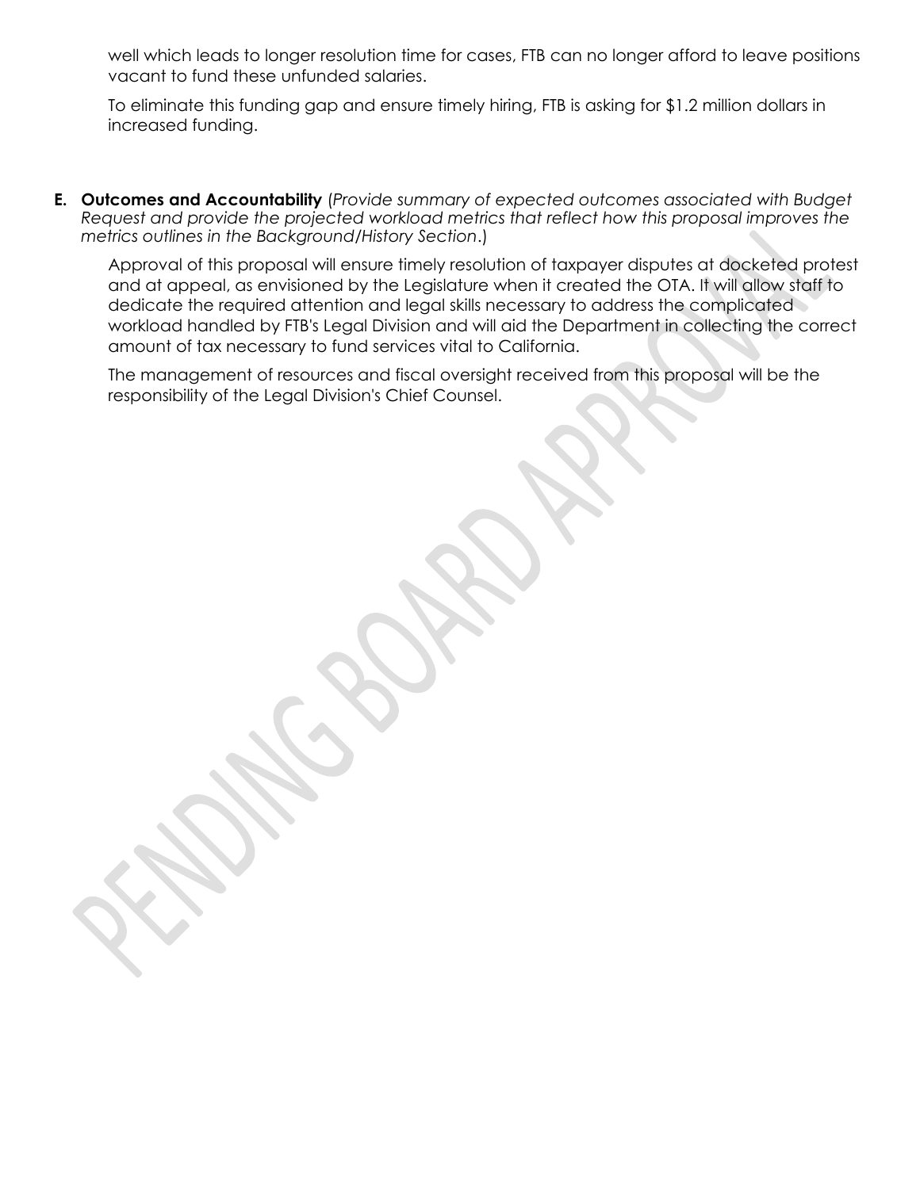well which leads to longer resolution time for cases, FTB can no longer afford to leave positions vacant to fund these unfunded salaries.

To eliminate this funding gap and ensure timely hiring, FTB is asking for $1.2 million dollars in increased funding.

**E. Outcomes and Accountability** (*Provide summary of expected outcomes associated with Budget Request and provide the projected workload metrics that reflect how this proposal improves the metrics outlines in the Background/History Section*.)

Approval of this proposal will ensure timely resolution of taxpayer disputes at docketed protest and at appeal, as envisioned by the Legislature when it created the OTA. It will allow staff to dedicate the required attention and legal skills necessary to address the complicated workload handled by FTB's Legal Division and will aid the Department in collecting the correct amount of tax necessary to fund services vital to California.

The management of resources and fiscal oversight received from this proposal will be the responsibility of the Legal Division's Chief Counsel.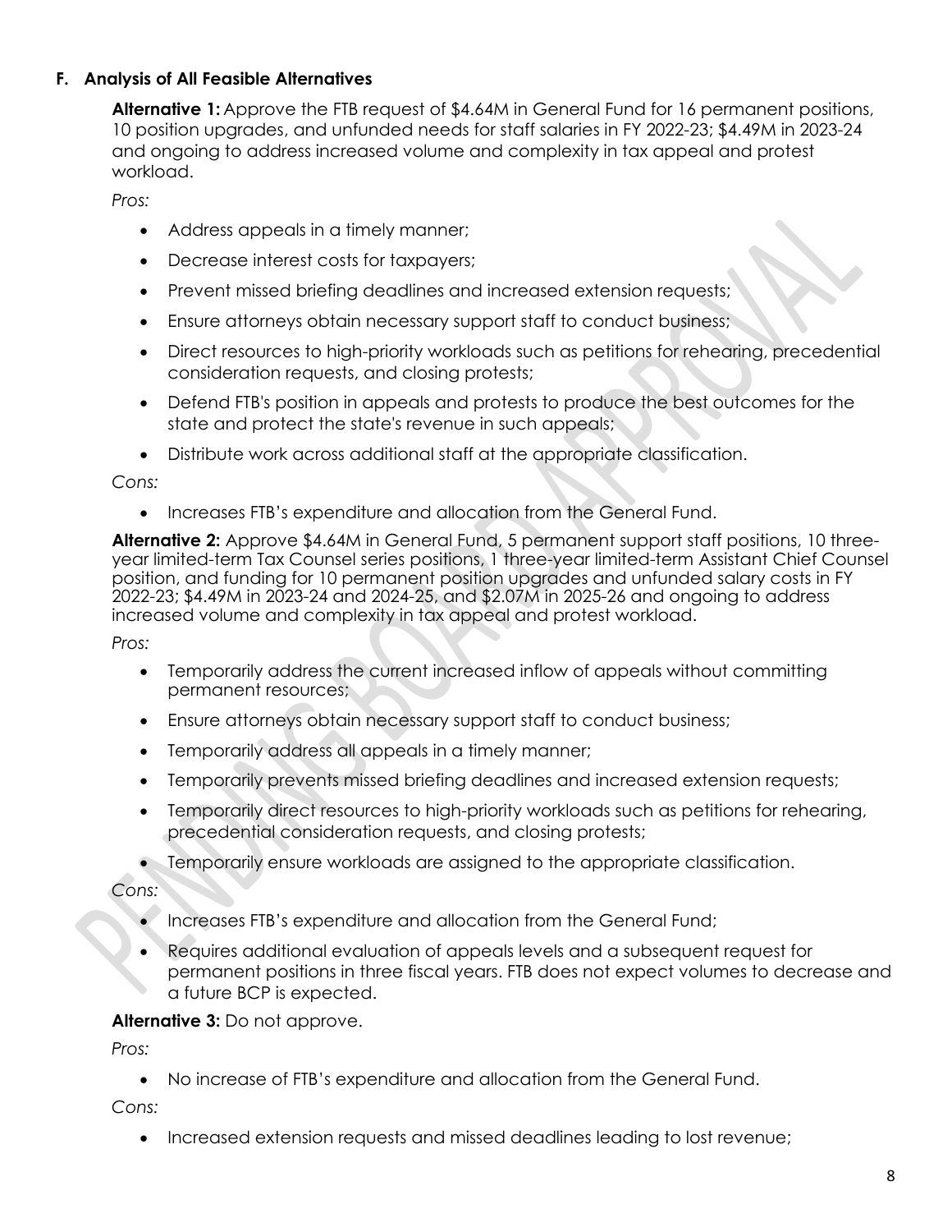### F. Analysis of All Feasible Alternatives

**Alternative 1:** Approve the FTB request of $4.64M in General Fund for 16 permanent positions, 10 position upgrades, and unfunded needs for staff salaries in FY 2022-23; $4.49M in 2023-24 and ongoing to address increased volume and complexity in tax appeal and protest workload.

*Pros:*

- Address appeals in a timely manner;
- Decrease interest costs for taxpayers;
- Prevent missed briefing deadlines and increased extension requests;
- Ensure attorneys obtain necessary support staff to conduct business;
- Direct resources to high-priority workloads such as petitions for rehearing, precedential consideration requests, and closing protests;
- Defend FTB's position in appeals and protests to produce the best outcomes for the state and protect the state's revenue in such appeals;
- Distribute work across additional staff at the appropriate classification.

*Cons:*

- Increases FTB's expenditure and allocation from the General Fund.

**Alternative 2:** Approve $4.64M in General Fund, 5 permanent support staff positions, 10 three-year limited-term Tax Counsel series positions, 1 three-year limited-term Assistant Chief Counsel position, and funding for 10 permanent position upgrades and unfunded salary costs in FY 2022-23; $4.49M in 2023-24 and 2024-25, and $2.07M in 2025-26 and ongoing to address increased volume and complexity in tax appeal and protest workload.

*Pros:*

- Temporarily address the current increased inflow of appeals without committing permanent resources;
- Ensure attorneys obtain necessary support staff to conduct business;
- Temporarily address all appeals in a timely manner;
- Temporarily prevents missed briefing deadlines and increased extension requests;
- Temporarily direct resources to high-priority workloads such as petitions for rehearing, precedential consideration requests, and closing protests;
- Temporarily ensure workloads are assigned to the appropriate classification.

*Cons:*

- Increases FTB's expenditure and allocation from the General Fund;
- Requires additional evaluation of appeals levels and a subsequent request for permanent positions in three fiscal years. FTB does not expect volumes to decrease and a future BCP is expected.

**Alternative 3:** Do not approve.

*Pros:*

- No increase of FTB's expenditure and allocation from the General Fund.

*Cons:*

- Increased extension requests and missed deadlines leading to lost revenue;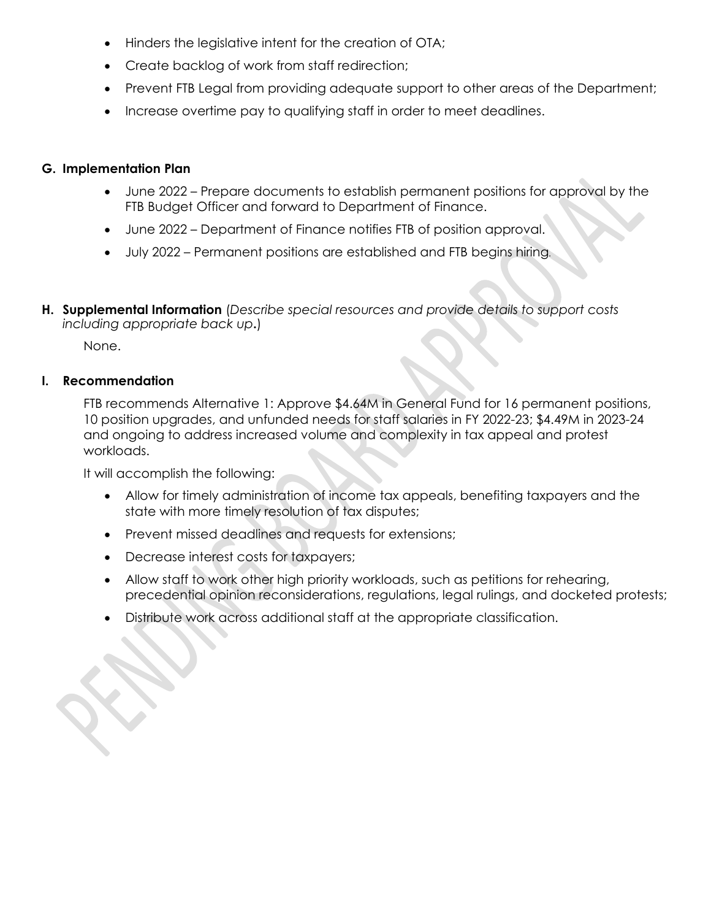- Hinders the legislative intent for the creation of OTA;
- Create backlog of work from staff redirection;
- Prevent FTB Legal from providing adequate support to other areas of the Department;
- Increase overtime pay to qualifying staff in order to meet deadlines.

**G. Implementation Plan**

- June 2022 – Prepare documents to establish permanent positions for approval by the FTB Budget Officer and forward to Department of Finance.
- June 2022 – Department of Finance notifies FTB of position approval.
- July 2022 – Permanent positions are established and FTB begins hiring.

**H. Supplemental Information** (*Describe special resources and provide details to support costs including appropriate back up***.**)

None.

**I. Recommendation**

FTB recommends Alternative 1: Approve $4.64M in General Fund for 16 permanent positions, 10 position upgrades, and unfunded needs for staff salaries in FY 2022-23; $4.49M in 2023-24 and ongoing to address increased volume and complexity in tax appeal and protest workloads.

It will accomplish the following:

- Allow for timely administration of income tax appeals, benefiting taxpayers and the state with more timely resolution of tax disputes;
- Prevent missed deadlines and requests for extensions;
- Decrease interest costs for taxpayers;
- Allow staff to work other high priority workloads, such as petitions for rehearing, precedential opinion reconsiderations, regulations, legal rulings, and docketed protests;
- Distribute work across additional staff at the appropriate classification.

PENDING BOARD APPROVAL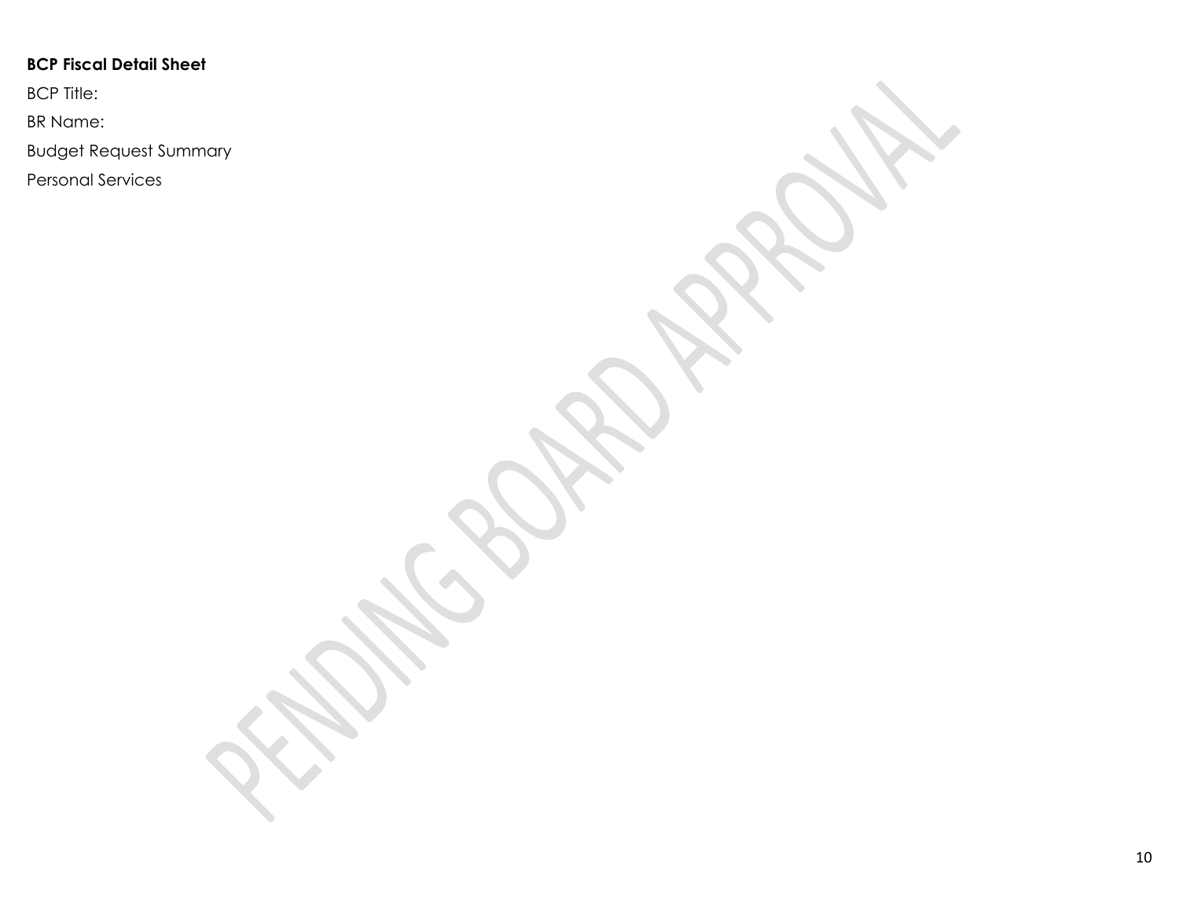**BCP Fiscal Detail Sheet**

BCP Title:

BR Name:

Budget Request Summary

Personal Services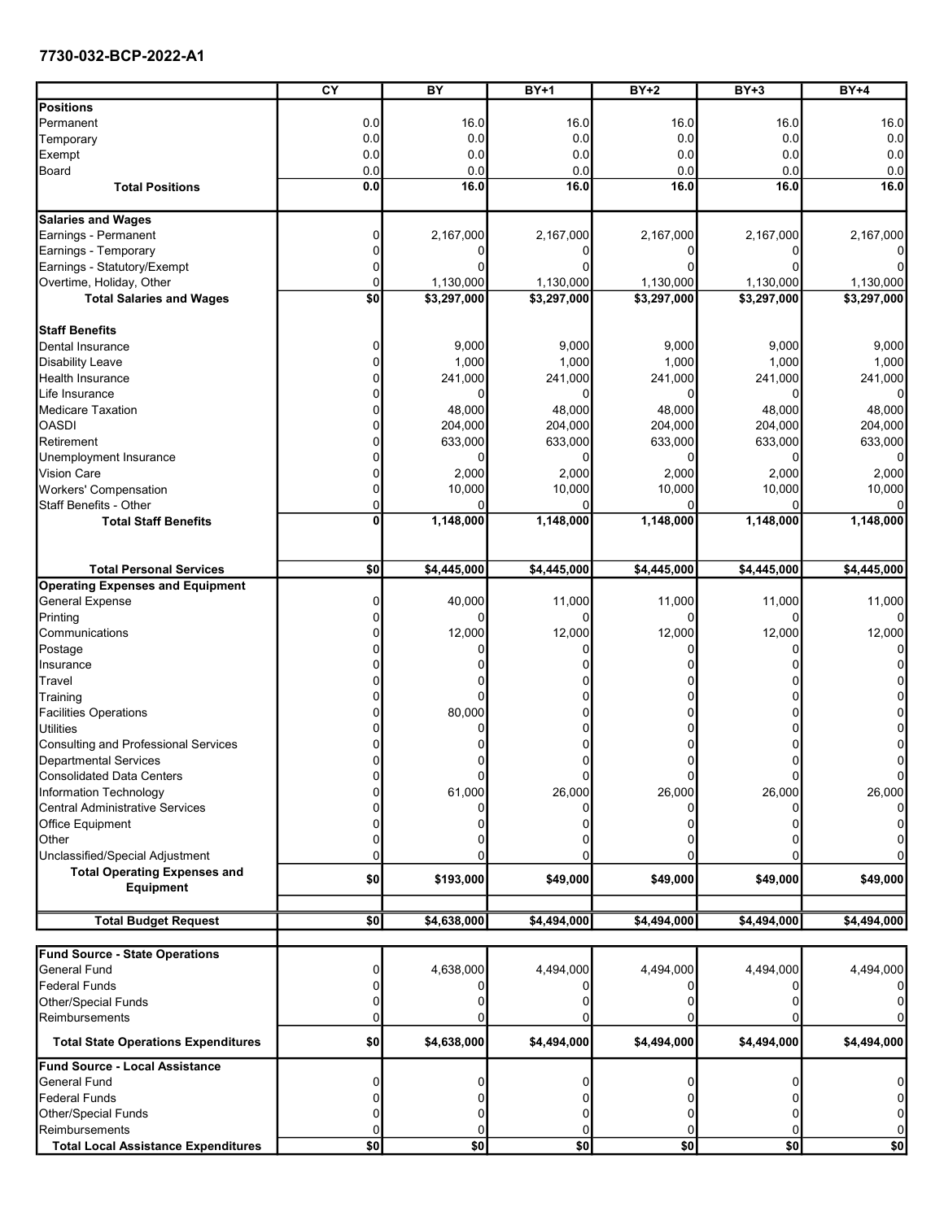**7730-032-BCP-2022-A1**

| | CY | BY | BY+1 | BY+2 | BY+3 | BY+4 |
|---|---|---|---|---|---|---|
| **Positions** | | | | | | |
| Permanent | 0.0 | 16.0 | 16.0 | 16.0 | 16.0 | 16.0 |
| Temporary | 0.0 | 0.0 | 0.0 | 0.0 | 0.0 | 0.0 |
| Exempt | 0.0 | 0.0 | 0.0 | 0.0 | 0.0 | 0.0 |
| Board | 0.0 | 0.0 | 0.0 | 0.0 | 0.0 | 0.0 |
| **Total Positions** | **0.0** | **16.0** | **16.0** | **16.0** | **16.0** | **16.0** |
| **Salaries and Wages** | | | | | | |
| Earnings - Permanent | 0 | 2,167,000 | 2,167,000 | 2,167,000 | 2,167,000 | 2,167,000 |
| Earnings - Temporary | 0 | 0 | 0 | 0 | 0 | 0 |
| Earnings - Statutory/Exempt | 0 | 0 | 0 | 0 | 0 | 0 |
| Overtime, Holiday, Other | 0 | 1,130,000 | 1,130,000 | 1,130,000 | 1,130,000 | 1,130,000 |
| **Total Salaries and Wages** | **$0** | **$3,297,000** | **$3,297,000** | **$3,297,000** | **$3,297,000** | **$3,297,000** |
| **Staff Benefits** | | | | | | |
| Dental Insurance | 0 | 9,000 | 9,000 | 9,000 | 9,000 | 9,000 |
| Disability Leave | 0 | 1,000 | 1,000 | 1,000 | 1,000 | 1,000 |
| Health Insurance | 0 | 241,000 | 241,000 | 241,000 | 241,000 | 241,000 |
| Life Insurance | 0 | 0 | 0 | 0 | 0 | 0 |
| Medicare Taxation | 0 | 48,000 | 48,000 | 48,000 | 48,000 | 48,000 |
| OASDI | 0 | 204,000 | 204,000 | 204,000 | 204,000 | 204,000 |
| Retirement | 0 | 633,000 | 633,000 | 633,000 | 633,000 | 633,000 |
| Unemployment Insurance | 0 | 0 | 0 | 0 | 0 | 0 |
| Vision Care | 0 | 2,000 | 2,000 | 2,000 | 2,000 | 2,000 |
| Workers' Compensation | 0 | 10,000 | 10,000 | 10,000 | 10,000 | 10,000 |
| Staff Benefits - Other | 0 | 0 | 0 | 0 | 0 | 0 |
| **Total Staff Benefits** | **0** | **1,148,000** | **1,148,000** | **1,148,000** | **1,148,000** | **1,148,000** |
| **Total Personal Services** | **$0** | **$4,445,000** | **$4,445,000** | **$4,445,000** | **$4,445,000** | **$4,445,000** |
| **Operating Expenses and Equipment** | | | | | | |
| General Expense | 0 | 40,000 | 11,000 | 11,000 | 11,000 | 11,000 |
| Printing | 0 | 0 | 0 | 0 | 0 | 0 |
| Communications | 0 | 12,000 | 12,000 | 12,000 | 12,000 | 12,000 |
| Postage | 0 | 0 | 0 | 0 | 0 | 0 |
| Insurance | 0 | 0 | 0 | 0 | 0 | 0 |
| Travel | 0 | 0 | 0 | 0 | 0 | 0 |
| Training | 0 | 0 | 0 | 0 | 0 | 0 |
| Facilities Operations | 0 | 80,000 | 0 | 0 | 0 | 0 |
| Utilities | 0 | 0 | 0 | 0 | 0 | 0 |
| Consulting and Professional Services | 0 | 0 | 0 | 0 | 0 | 0 |
| Departmental Services | 0 | 0 | 0 | 0 | 0 | 0 |
| Consolidated Data Centers | 0 | 0 | 0 | 0 | 0 | 0 |
| Information Technology | 0 | 61,000 | 26,000 | 26,000 | 26,000 | 26,000 |
| Central Administrative Services | 0 | 0 | 0 | 0 | 0 | 0 |
| Office Equipment | 0 | 0 | 0 | 0 | 0 | 0 |
| Other | 0 | 0 | 0 | 0 | 0 | 0 |
| Unclassified/Special Adjustment | 0 | 0 | 0 | 0 | 0 | 0 |
| **Total Operating Expenses and Equipment** | **$0** | **$193,000** | **$49,000** | **$49,000** | **$49,000** | **$49,000** |
| **Total Budget Request** | **$0** | **$4,638,000** | **$4,494,000** | **$4,494,000** | **$4,494,000** | **$4,494,000** |
| **Fund Source - State Operations** | | | | | | |
| General Fund | 0 | 4,638,000 | 4,494,000 | 4,494,000 | 4,494,000 | 4,494,000 |
| Federal Funds | 0 | 0 | 0 | 0 | 0 | 0 |
| Other/Special Funds | 0 | 0 | 0 | 0 | 0 | 0 |
| Reimbursements | 0 | 0 | 0 | 0 | 0 | 0 |
| **Total State Operations Expenditures** | **$0** | **$4,638,000** | **$4,494,000** | **$4,494,000** | **$4,494,000** | **$4,494,000** |
| **Fund Source - Local Assistance** | | | | | | |
| General Fund | 0 | 0 | 0 | 0 | 0 | 0 |
| Federal Funds | 0 | 0 | 0 | 0 | 0 | 0 |
| Other/Special Funds | 0 | 0 | 0 | 0 | 0 | 0 |
| Reimbursements | 0 | 0 | 0 | 0 | 0 | 0 |
| **Total Local Assistance Expenditures** | **$0** | **$0** | **$0** | **$0** | **$0** | **$0** |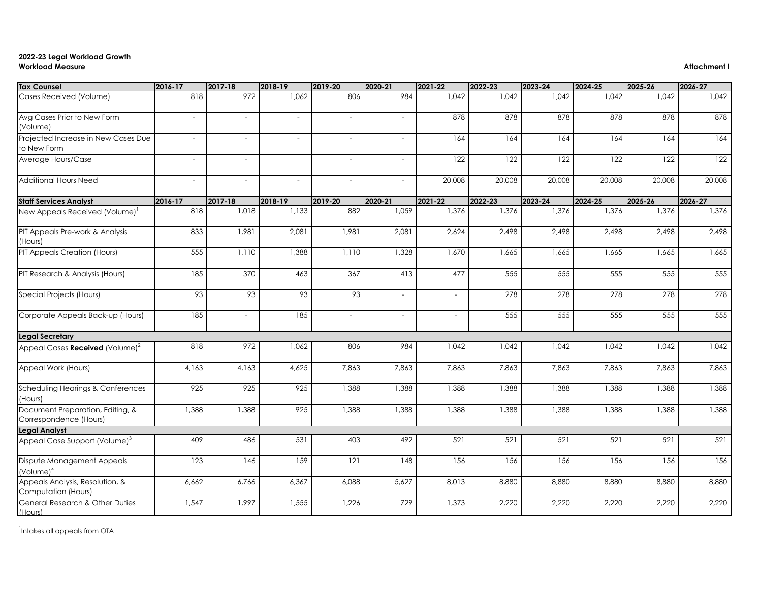**2022-23 Legal Workload Growth**
**Workload Measure**

**Attachment I**

| **Tax Counsel** | **2016-17** | **2017-18** | **2018-19** | **2019-20** | **2020-21** | **2021-22** | **2022-23** | **2023-24** | **2024-25** | **2025-26** | **2026-27** |
|---|---|---|---|---|---|---|---|---|---|---|---|
| Cases Received (Volume) | 818 | 972 | 1,062 | 806 | 984 | 1,042 | 1,042 | 1,042 | 1,042 | 1,042 | 1,042 |
| Avg Cases Prior to New Form (Volume) | - | - | - | - | - | 878 | 878 | 878 | 878 | 878 | 878 |
| Projected Increase in New Cases Due to New Form | - | - | - | - | - | 164 | 164 | 164 | 164 | 164 | 164 |
| Average Hours/Case | - | - | | - | - | 122 | 122 | 122 | 122 | 122 | 122 |
| Additional Hours Need | - | - | - | - | - | 20,008 | 20,008 | 20,008 | 20,008 | 20,008 | 20,008 |
| **Staff Services Analyst** | **2016-17** | **2017-18** | **2018-19** | **2019-20** | **2020-21** | **2021-22** | **2022-23** | **2023-24** | **2024-25** | **2025-26** | **2026-27** |
| New Appeals Received (Volume)[1] | 818 | 1,018 | 1,133 | 882 | 1,059 | 1,376 | 1,376 | 1,376 | 1,376 | 1,376 | 1,376 |
| PIT Appeals Pre-work & Analysis (Hours) | 833 | 1,981 | 2,081 | 1,981 | 2,081 | 2,624 | 2,498 | 2,498 | 2,498 | 2,498 | 2,498 |
| PIT Appeals Creation (Hours) | 555 | 1,110 | 1,388 | 1,110 | 1,328 | 1,670 | 1,665 | 1,665 | 1,665 | 1,665 | 1,665 |
| PIT Research & Analysis (Hours) | 185 | 370 | 463 | 367 | 413 | 477 | 555 | 555 | 555 | 555 | 555 |
| Special Projects (Hours) | 93 | 93 | 93 | 93 | - | - | 278 | 278 | 278 | 278 | 278 |
| Corporate Appeals Back-up (Hours) | 185 | - | 185 | - | - | - | 555 | 555 | 555 | 555 | 555 |
| **Legal Secretary** | | | | | | | | | | | |
| Appeal Cases **Received** (Volume)[2] | 818 | 972 | 1,062 | 806 | 984 | 1,042 | 1,042 | 1,042 | 1,042 | 1,042 | 1,042 |
| Appeal Work (Hours) | 4,163 | 4,163 | 4,625 | 7,863 | 7,863 | 7,863 | 7,863 | 7,863 | 7,863 | 7,863 | 7,863 |
| Scheduling Hearings & Conferences (Hours) | 925 | 925 | 925 | 1,388 | 1,388 | 1,388 | 1,388 | 1,388 | 1,388 | 1,388 | 1,388 |
| Document Preparation, Editing, & Correspondence (Hours) | 1,388 | 1,388 | 925 | 1,388 | 1,388 | 1,388 | 1,388 | 1,388 | 1,388 | 1,388 | 1,388 |
| **Legal Analyst** | | | | | | | | | | | |
| Appeal Case Support (Volume)[3] | 409 | 486 | 531 | 403 | 492 | 521 | 521 | 521 | 521 | 521 | 521 |
| Dispute Management Appeals (Volume)[4] | 123 | 146 | 159 | 121 | 148 | 156 | 156 | 156 | 156 | 156 | 156 |
| Appeals Analysis, Resolution, & Computation (Hours) | 6,662 | 6,766 | 6,367 | 6,088 | 5,627 | 8,013 | 8,880 | 8,880 | 8,880 | 8,880 | 8,880 |
| General Research & Other Duties (Hours) | 1,547 | 1,997 | 1,555 | 1,226 | 729 | 1,373 | 2,220 | 2,220 | 2,220 | 2,220 | 2,220 |

[1] Intakes all appeals from OTA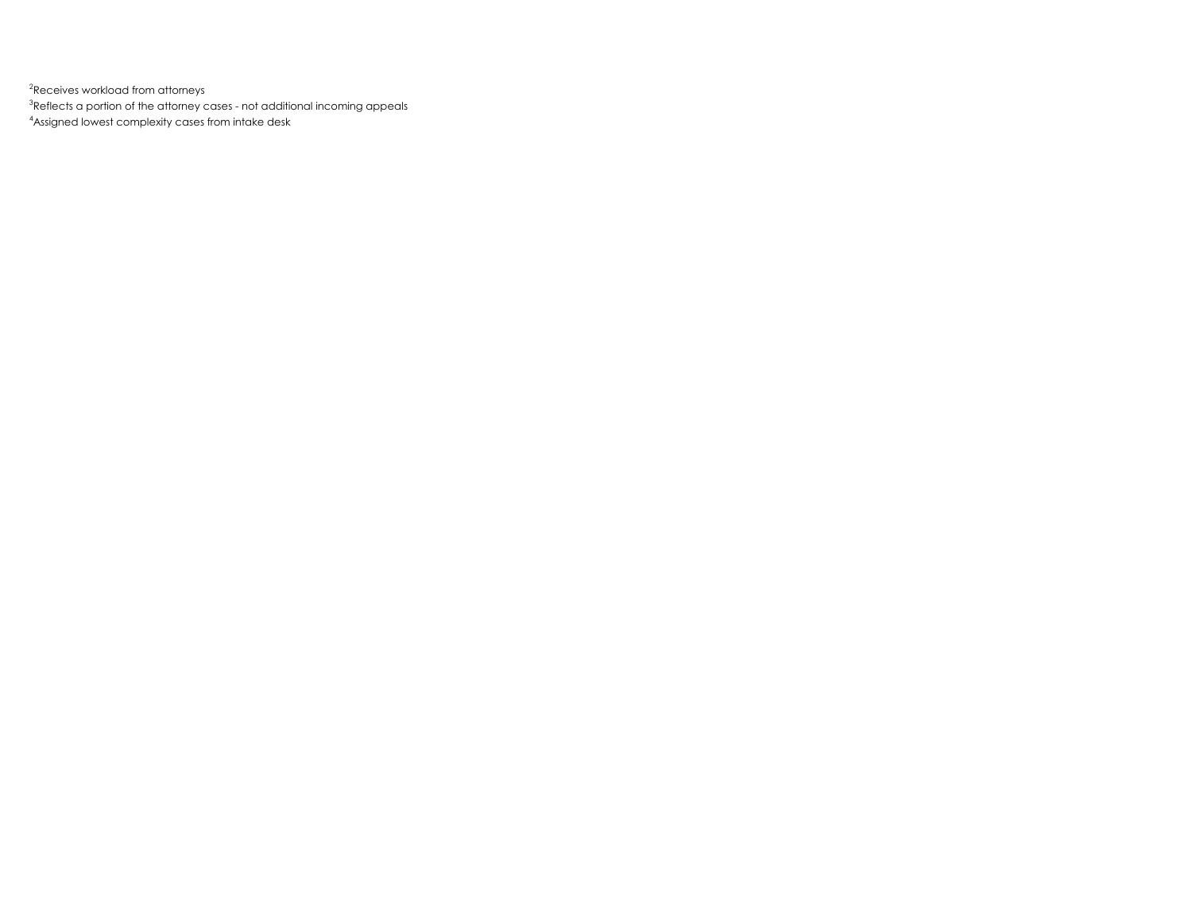[2]Receives workload from attorneys

[3]Reflects a portion of the attorney cases - not additional incoming appeals

[4]Assigned lowest complexity cases from intake desk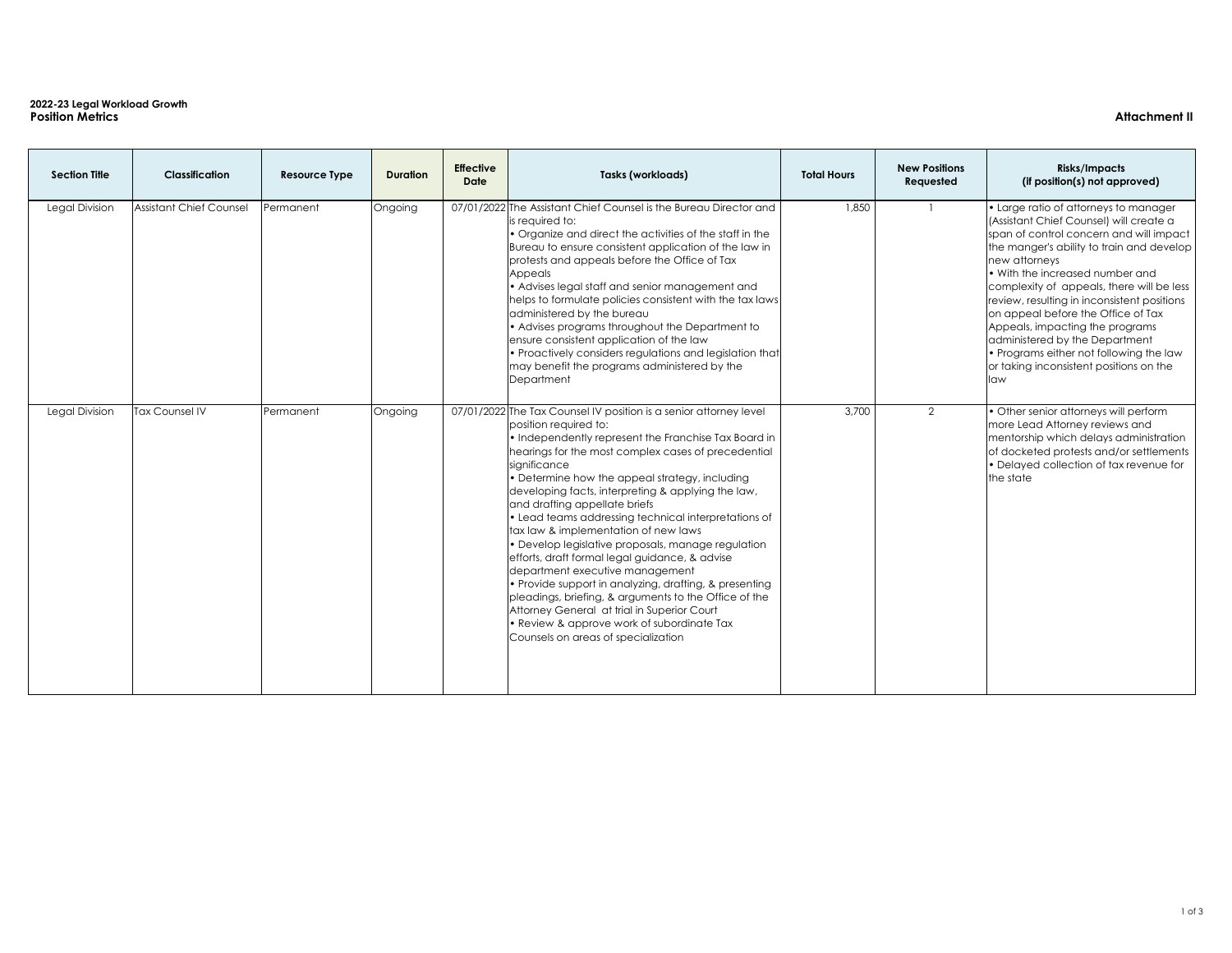**2022-23 Legal Workload Growth**
**Position Metrics**

**Attachment II**

| Section Title | Classification | Resource Type | Duration | Effective Date | Tasks (workloads) | Total Hours | New Positions Requested | Risks/Impacts (if position(s) not approved) |
|---|---|---|---|---|---|---|---|---|
| Legal Division | Assistant Chief Counsel | Permanent | Ongoing | 07/01/2022 | The Assistant Chief Counsel is the Bureau Director and is required to: • Organize and direct the activities of the staff in the Bureau to ensure consistent application of the law in protests and appeals before the Office of Tax Appeals • Advises legal staff and senior management and helps to formulate policies consistent with the tax laws administered by the bureau • Advises programs throughout the Department to ensure consistent application of the law • Proactively considers regulations and legislation that may benefit the programs administered by the Department | 1,850 | 1 | • Large ratio of attorneys to manager (Assistant Chief Counsel) will create a span of control concern and will impact the manger's ability to train and develop new attorneys • With the increased number and complexity of appeals, there will be less review, resulting in inconsistent positions on appeal before the Office of Tax Appeals, impacting the programs administered by the Department • Programs either not following the law or taking inconsistent positions on the law |
| Legal Division | Tax Counsel IV | Permanent | Ongoing | 07/01/2022 | The Tax Counsel IV position is a senior attorney level position required to: • Independently represent the Franchise Tax Board in hearings for the most complex cases of precedential significance • Determine how the appeal strategy, including developing facts, interpreting & applying the law, and drafting appellate briefs • Lead teams addressing technical interpretations of tax law & implementation of new laws • Develop legislative proposals, manage regulation efforts, draft formal legal guidance, & advise department executive management • Provide support in analyzing, drafting, & presenting pleadings, briefing, & arguments to the Office of the Attorney General at trial in Superior Court • Review & approve work of subordinate Tax Counsels on areas of specialization | 3,700 | 2 | • Other senior attorneys will perform more Lead Attorney reviews and mentorship which delays administration of docketed protests and/or settlements • Delayed collection of tax revenue for the state |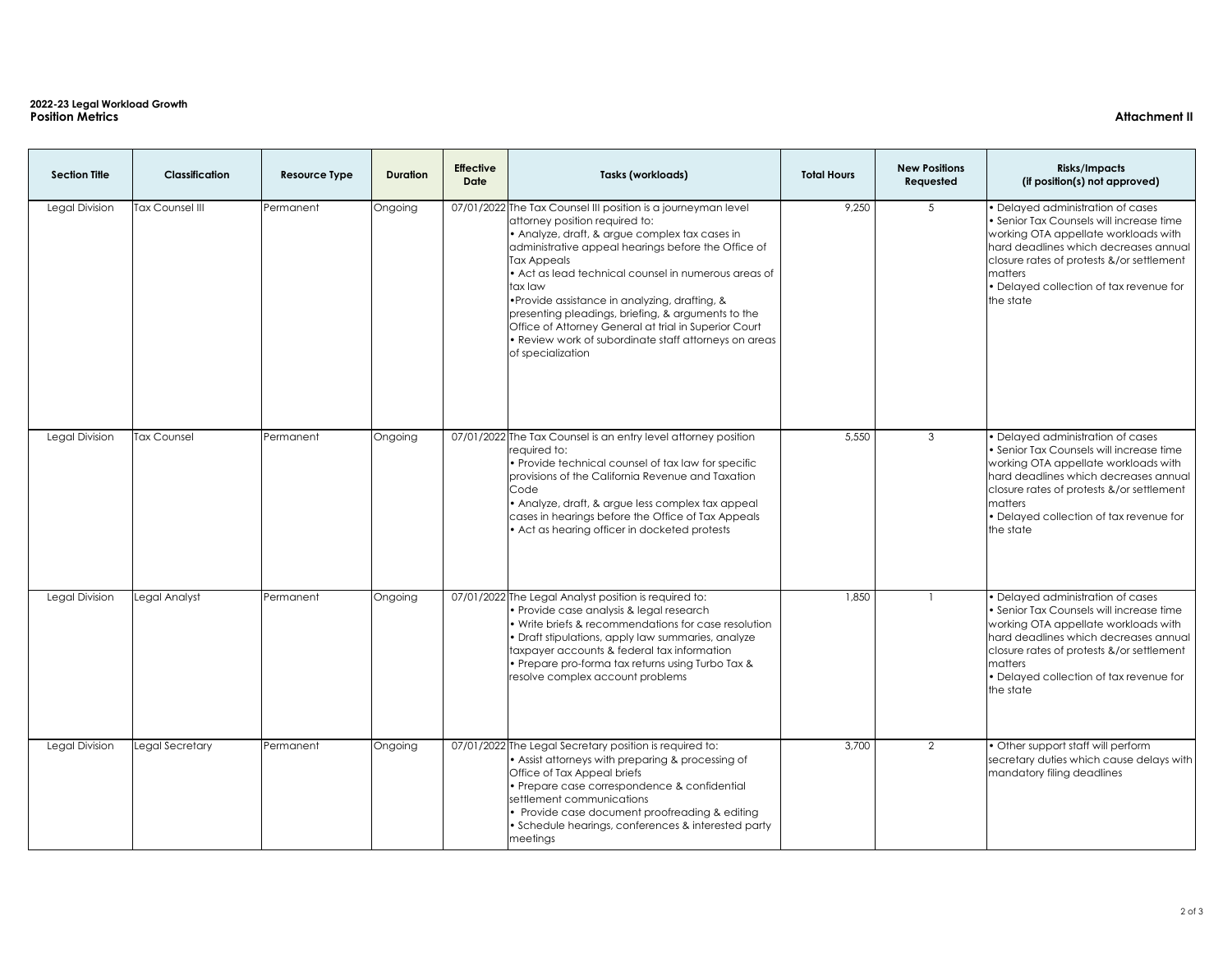**2022-23 Legal Workload Growth**
**Position Metrics**

**Attachment II**

| Section Title | Classification | Resource Type | Duration | Effective Date | Tasks (workloads) | Total Hours | New Positions Requested | Risks/Impacts (if position(s) not approved) |
|---|---|---|---|---|---|---|---|---|
| Legal Division | Tax Counsel III | Permanent | Ongoing | 07/01/2022 | The Tax Counsel III position is a journeyman level attorney position required to: • Analyze, draft, & argue complex tax cases in administrative appeal hearings before the Office of Tax Appeals • Act as lead technical counsel in numerous areas of tax law •Provide assistance in analyzing, drafting, & presenting pleadings, briefing, & arguments to the Office of Attorney General at trial in Superior Court • Review work of subordinate staff attorneys on areas of specialization | 9,250 | 5 | • Delayed administration of cases • Senior Tax Counsels will increase time working OTA appellate workloads with hard deadlines which decreases annual closure rates of protests &/or settlement matters • Delayed collection of tax revenue for the state |
| Legal Division | Tax Counsel | Permanent | Ongoing | 07/01/2022 | The Tax Counsel is an entry level attorney position required to: • Provide technical counsel of tax law for specific provisions of the California Revenue and Taxation Code • Analyze, draft, & argue less complex tax appeal cases in hearings before the Office of Tax Appeals • Act as hearing officer in docketed protests | 5,550 | 3 | • Delayed administration of cases • Senior Tax Counsels will increase time working OTA appellate workloads with hard deadlines which decreases annual closure rates of protests &/or settlement matters • Delayed collection of tax revenue for the state |
| Legal Division | Legal Analyst | Permanent | Ongoing | 07/01/2022 | The Legal Analyst position is required to: • Provide case analysis & legal research • Write briefs & recommendations for case resolution • Draft stipulations, apply law summaries, analyze taxpayer accounts & federal tax information • Prepare pro-forma tax returns using Turbo Tax & resolve complex account problems | 1,850 | 1 | • Delayed administration of cases • Senior Tax Counsels will increase time working OTA appellate workloads with hard deadlines which decreases annual closure rates of protests &/or settlement matters • Delayed collection of tax revenue for the state |
| Legal Division | Legal Secretary | Permanent | Ongoing | 07/01/2022 | The Legal Secretary position is required to: • Assist attorneys with preparing & processing of Office of Tax Appeal briefs • Prepare case correspondence & confidential settlement communications • Provide case document proofreading & editing • Schedule hearings, conferences & interested party meetings | 3,700 | 2 | • Other support staff will perform secretary duties which cause delays with mandatory filing deadlines |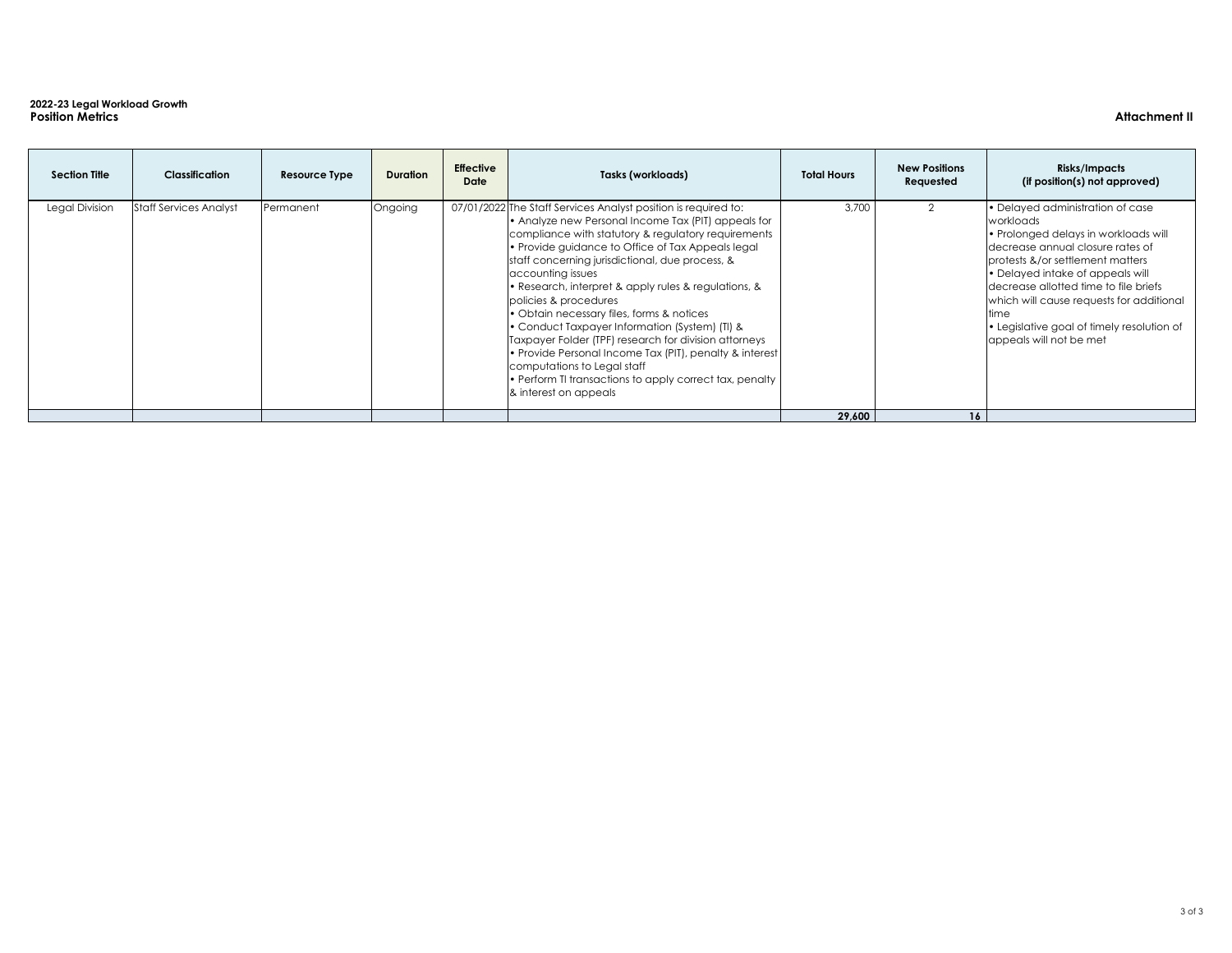**2022-23 Legal Workload Growth**
**Position Metrics**

**Attachment II**

| Section Title | Classification | Resource Type | Duration | Effective Date | Tasks (workloads) | Total Hours | New Positions Requested | Risks/Impacts (if position(s) not approved) |
|---|---|---|---|---|---|---|---|---|
| Legal Division | Staff Services Analyst | Permanent | Ongoing | 07/01/2022 | The Staff Services Analyst position is required to: • Analyze new Personal Income Tax (PIT) appeals for compliance with statutory & regulatory requirements • Provide guidance to Office of Tax Appeals legal staff concerning jurisdictional, due process, & accounting issues • Research, interpret & apply rules & regulations, & policies & procedures • Obtain necessary files, forms & notices • Conduct Taxpayer Information (System) (TI) & Taxpayer Folder (TPF) research for division attorneys • Provide Personal Income Tax (PIT), penalty & interest computations to Legal staff • Perform TI transactions to apply correct tax, penalty & interest on appeals | 3,700 | 2 | • Delayed administration of case workloads • Prolonged delays in workloads will decrease annual closure rates of protests &/or settlement matters • Delayed intake of appeals will decrease allotted time to file briefs which will cause requests for additional time • Legislative goal of timely resolution of appeals will not be met |
| | | | | | | **29,600** | **16** | |